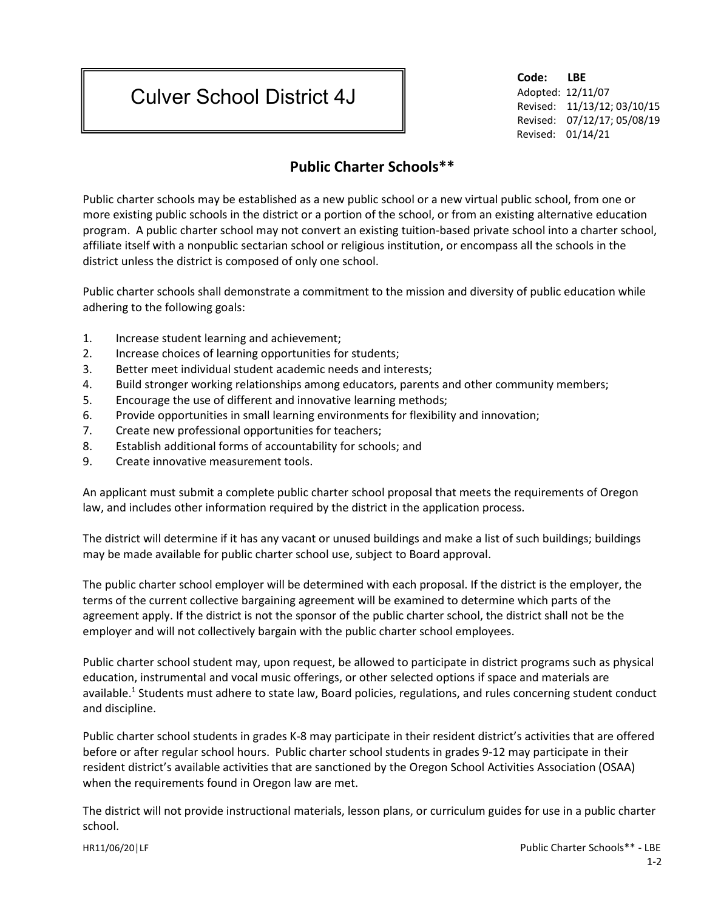# Culver School District 4J

**Code:** **LBE**
Adopted: 12/11/07
Revised: 11/13/12; 03/10/15
Revised: 07/12/17; 05/08/19
Revised: 01/14/21

## Public Charter Schools**

Public charter schools may be established as a new public school or a new virtual public school, from one or more existing public schools in the district or a portion of the school, or from an existing alternative education program. A public charter school may not convert an existing tuition-based private school into a charter school, affiliate itself with a nonpublic sectarian school or religious institution, or encompass all the schools in the district unless the district is composed of only one school.

Public charter schools shall demonstrate a commitment to the mission and diversity of public education while adhering to the following goals:

1. Increase student learning and achievement;
2. Increase choices of learning opportunities for students;
3. Better meet individual student academic needs and interests;
4. Build stronger working relationships among educators, parents and other community members;
5. Encourage the use of different and innovative learning methods;
6. Provide opportunities in small learning environments for flexibility and innovation;
7. Create new professional opportunities for teachers;
8. Establish additional forms of accountability for schools; and
9. Create innovative measurement tools.

An applicant must submit a complete public charter school proposal that meets the requirements of Oregon law, and includes other information required by the district in the application process.

The district will determine if it has any vacant or unused buildings and make a list of such buildings; buildings may be made available for public charter school use, subject to Board approval.

The public charter school employer will be determined with each proposal. If the district is the employer, the terms of the current collective bargaining agreement will be examined to determine which parts of the agreement apply. If the district is not the sponsor of the public charter school, the district shall not be the employer and will not collectively bargain with the public charter school employees.

Public charter school student may, upon request, be allowed to participate in district programs such as physical education, instrumental and vocal music offerings, or other selected options if space and materials are available.[1] Students must adhere to state law, Board policies, regulations, and rules concerning student conduct and discipline.

Public charter school students in grades K-8 may participate in their resident district's activities that are offered before or after regular school hours. Public charter school students in grades 9-12 may participate in their resident district's available activities that are sanctioned by the Oregon School Activities Association (OSAA) when the requirements found in Oregon law are met.

The district will not provide instructional materials, lesson plans, or curriculum guides for use in a public charter school.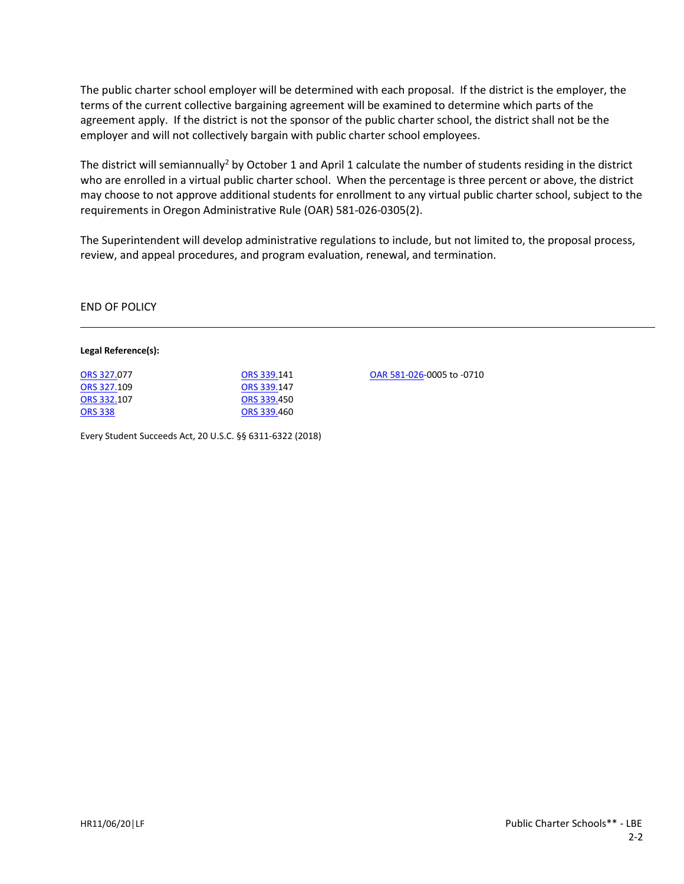The public charter school employer will be determined with each proposal. If the district is the employer, the terms of the current collective bargaining agreement will be examined to determine which parts of the agreement apply. If the district is not the sponsor of the public charter school, the district shall not be the employer and will not collectively bargain with public charter school employees.

The district will semiannually[2] by October 1 and April 1 calculate the number of students residing in the district who are enrolled in a virtual public charter school. When the percentage is three percent or above, the district may choose to not approve additional students for enrollment to any virtual public charter school, subject to the requirements in Oregon Administrative Rule (OAR) 581-026-0305(2).

The Superintendent will develop administrative regulations to include, but not limited to, the proposal process, review, and appeal procedures, and program evaluation, renewal, and termination.

END OF POLICY

---

**Legal Reference(s):**

| | | |
|---|---|---|
| ORS 327.077 | ORS 339.141 | OAR 581-026-0005 to -0710 |
| ORS 327.109 | ORS 339.147 | |
| ORS 332.107 | ORS 339.450 | |
| ORS 338 | ORS 339.460 | |

Every Student Succeeds Act, 20 U.S.C. §§ 6311-6322 (2018)